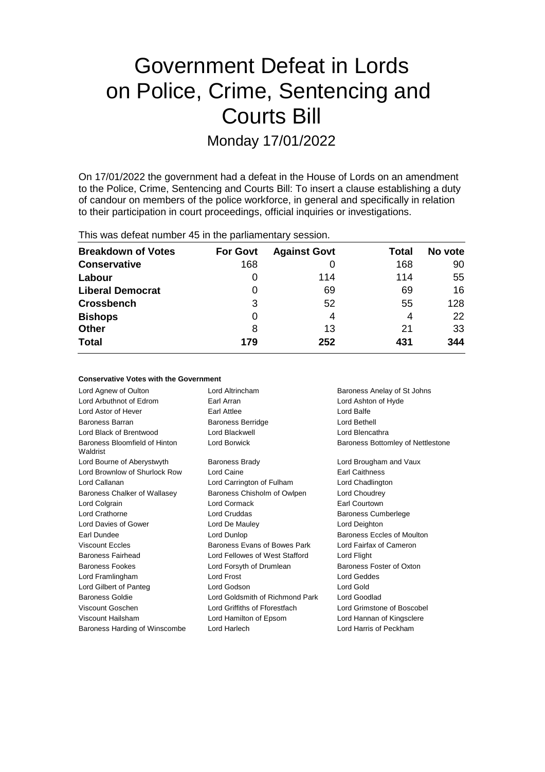# Government Defeat in Lords on Police, Crime, Sentencing and Courts Bill

## Monday 17/01/2022

On 17/01/2022 the government had a defeat in the House of Lords on an amendment to the Police, Crime, Sentencing and Courts Bill: To insert a clause establishing a duty of candour on members of the police workforce, in general and specifically in relation to their participation in court proceedings, official inquiries or investigations.

This was defeat number 45 in the parliamentary session.

| Breakdown of Votes | For Govt | Against Govt | Total | No vote |
|---|---|---|---|---|
| **Conservative** | 168 | 0 | 168 | 90 |
| **Labour** | 0 | 114 | 114 | 55 |
| **Liberal Democrat** | 0 | 69 | 69 | 16 |
| **Crossbench** | 3 | 52 | 55 | 128 |
| **Bishops** | 0 | 4 | 4 | 22 |
| **Other** | 8 | 13 | 21 | 33 |
| **Total** | **179** | **252** | **431** | **344** |

**Conservative Votes with the Government**

| | | |
|---|---|---|
| Lord Agnew of Oulton | Lord Altrincham | Baroness Anelay of St Johns |
| Lord Arbuthnot of Edrom | Earl Arran | Lord Ashton of Hyde |
| Lord Astor of Hever | Earl Attlee | Lord Balfe |
| Baroness Barran | Baroness Berridge | Lord Bethell |
| Lord Black of Brentwood | Lord Blackwell | Lord Blencathra |
| Baroness Bloomfield of Hinton Waldrist | Lord Borwick | Baroness Bottomley of Nettlestone |
| Lord Bourne of Aberystwyth | Baroness Brady | Lord Brougham and Vaux |
| Lord Brownlow of Shurlock Row | Lord Caine | Earl Caithness |
| Lord Callanan | Lord Carrington of Fulham | Lord Chadlington |
| Baroness Chalker of Wallasey | Baroness Chisholm of Owlpen | Lord Choudrey |
| Lord Colgrain | Lord Cormack | Earl Courtown |
| Lord Crathorne | Lord Cruddas | Baroness Cumberlege |
| Lord Davies of Gower | Lord De Mauley | Lord Deighton |
| Earl Dundee | Lord Dunlop | Baroness Eccles of Moulton |
| Viscount Eccles | Baroness Evans of Bowes Park | Lord Fairfax of Cameron |
| Baroness Fairhead | Lord Fellowes of West Stafford | Lord Flight |
| Baroness Fookes | Lord Forsyth of Drumlean | Baroness Foster of Oxton |
| Lord Framlingham | Lord Frost | Lord Geddes |
| Lord Gilbert of Panteg | Lord Godson | Lord Gold |
| Baroness Goldie | Lord Goldsmith of Richmond Park | Lord Goodlad |
| Viscount Goschen | Lord Griffiths of Fforestfach | Lord Grimstone of Boscobel |
| Viscount Hailsham | Lord Hamilton of Epsom | Lord Hannan of Kingsclere |
| Baroness Harding of Winscombe | Lord Harlech | Lord Harris of Peckham |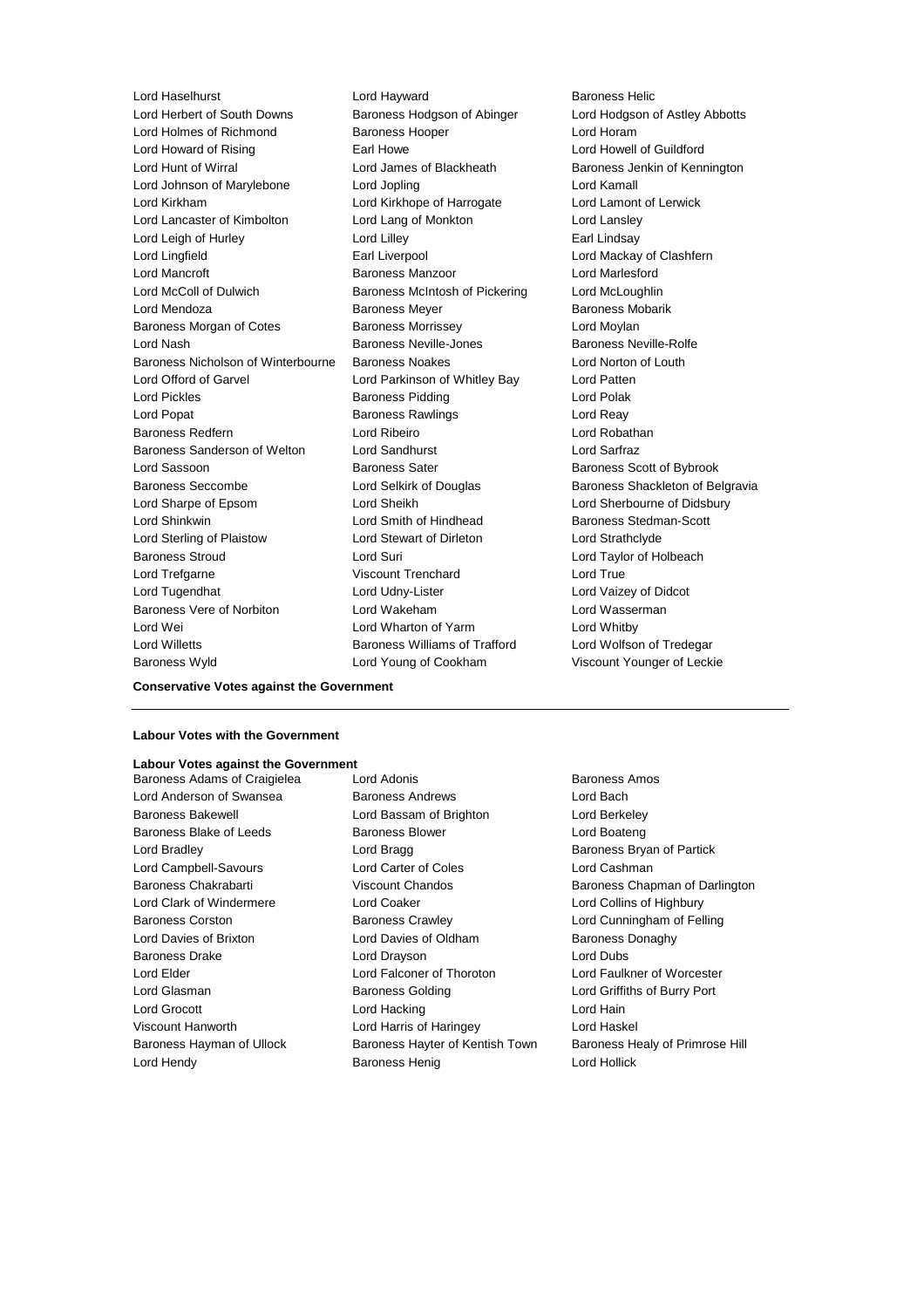Lord Haselhurst
Lord Hayward
Baroness Helic
Lord Herbert of South Downs
Baroness Hodgson of Abinger
Lord Hodgson of Astley Abbotts
Lord Holmes of Richmond
Baroness Hooper
Lord Horam
Lord Howard of Rising
Earl Howe
Lord Howell of Guildford
Lord Hunt of Wirral
Lord James of Blackheath
Baroness Jenkin of Kennington
Lord Johnson of Marylebone
Lord Jopling
Lord Kamall
Lord Kirkham
Lord Kirkhope of Harrogate
Lord Lamont of Lerwick
Lord Lancaster of Kimbolton
Lord Lang of Monkton
Lord Lansley
Lord Leigh of Hurley
Lord Lilley
Earl Lindsay
Lord Lingfield
Earl Liverpool
Lord Mackay of Clashfern
Lord Mancroft
Baroness Manzoor
Lord Marlesford
Lord McColl of Dulwich
Baroness McIntosh of Pickering
Lord McLoughlin
Lord Mendoza
Baroness Meyer
Baroness Mobarik
Baroness Morgan of Cotes
Baroness Morrissey
Lord Moylan
Lord Nash
Baroness Neville-Jones
Baroness Neville-Rolfe
Baroness Nicholson of Winterbourne
Baroness Noakes
Lord Norton of Louth
Lord Offord of Garvel
Lord Parkinson of Whitley Bay
Lord Patten
Lord Pickles
Baroness Pidding
Lord Polak
Lord Popat
Baroness Rawlings
Lord Reay
Baroness Redfern
Lord Ribeiro
Lord Robathan
Baroness Sanderson of Welton
Lord Sandhurst
Lord Sarfraz
Lord Sassoon
Baroness Sater
Baroness Scott of Bybrook
Baroness Seccombe
Lord Selkirk of Douglas
Baroness Shackleton of Belgravia
Lord Sharpe of Epsom
Lord Sheikh
Lord Sherbourne of Didsbury
Lord Shinkwin
Lord Smith of Hindhead
Baroness Stedman-Scott
Lord Sterling of Plaistow
Lord Stewart of Dirleton
Lord Strathclyde
Baroness Stroud
Lord Suri
Lord Taylor of Holbeach
Lord Trefgarne
Viscount Trenchard
Lord True
Lord Tugendhat
Lord Udny-Lister
Lord Vaizey of Didcot
Baroness Vere of Norbiton
Lord Wakeham
Lord Wasserman
Lord Wei
Lord Wharton of Yarm
Lord Whitby
Lord Willetts
Baroness Williams of Trafford
Lord Wolfson of Tredegar
Baroness Wyld
Lord Young of Cookham
Viscount Younger of Leckie

**Conservative Votes against the Government**

---

**Labour Votes with the Government**

**Labour Votes against the Government**

Baroness Adams of Craigielea
Lord Adonis
Baroness Amos
Lord Anderson of Swansea
Baroness Andrews
Lord Bach
Baroness Bakewell
Lord Bassam of Brighton
Lord Berkeley
Baroness Blake of Leeds
Baroness Blower
Lord Boateng
Lord Bradley
Lord Bragg
Baroness Bryan of Partick
Lord Campbell-Savours
Lord Carter of Coles
Lord Cashman
Baroness Chakrabarti
Viscount Chandos
Baroness Chapman of Darlington
Lord Clark of Windermere
Lord Coaker
Lord Collins of Highbury
Baroness Corston
Baroness Crawley
Lord Cunningham of Felling
Lord Davies of Brixton
Lord Davies of Oldham
Baroness Donaghy
Baroness Drake
Lord Drayson
Lord Dubs
Lord Elder
Lord Falconer of Thoroton
Lord Faulkner of Worcester
Lord Glasman
Baroness Golding
Lord Griffiths of Burry Port
Lord Grocott
Lord Hacking
Lord Hain
Viscount Hanworth
Lord Harris of Haringey
Lord Haskel
Baroness Hayman of Ullock
Baroness Hayter of Kentish Town
Baroness Healy of Primrose Hill
Lord Hendy
Baroness Henig
Lord Hollick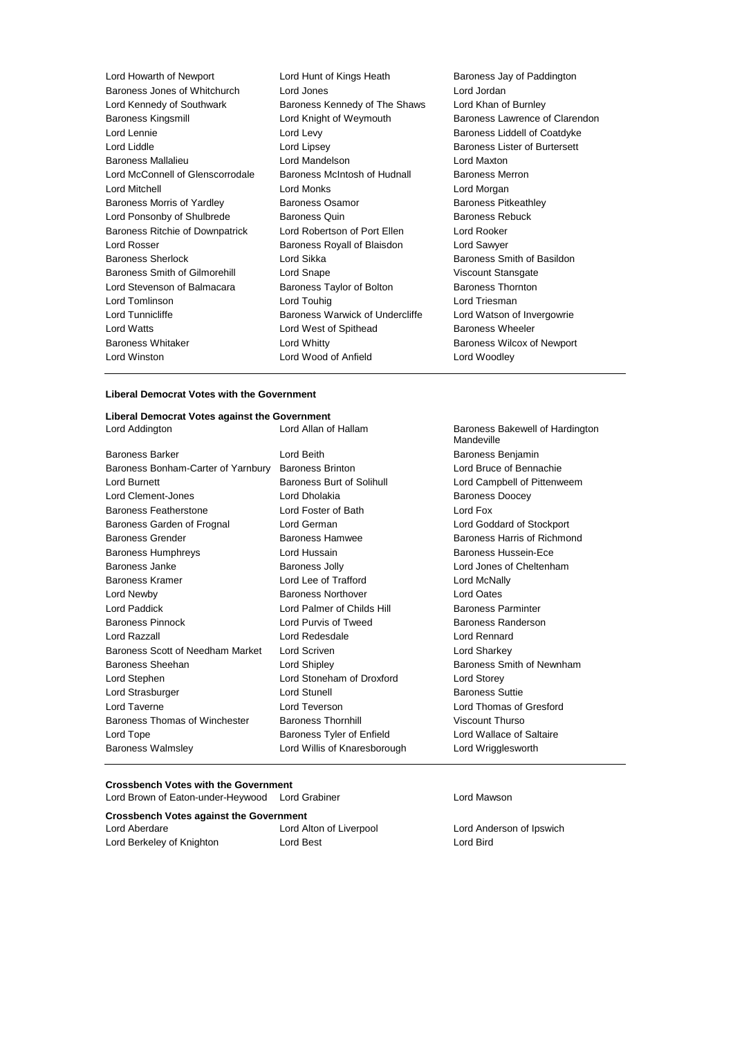Lord Howarth of Newport
Lord Hunt of Kings Heath
Baroness Jay of Paddington
Baroness Jones of Whitchurch
Lord Jones
Lord Jordan
Lord Kennedy of Southwark
Baroness Kennedy of The Shaws
Lord Khan of Burnley
Baroness Kingsmill
Lord Knight of Weymouth
Baroness Lawrence of Clarendon
Lord Lennie
Lord Levy
Baroness Liddell of Coatdyke
Lord Liddle
Lord Lipsey
Baroness Lister of Burtersett
Baroness Mallalieu
Lord Mandelson
Lord Maxton
Lord McConnell of Glenscorrodale
Baroness McIntosh of Hudnall
Baroness Merron
Lord Mitchell
Lord Monks
Lord Morgan
Baroness Morris of Yardley
Baroness Osamor
Baroness Pitkeathley
Lord Ponsonby of Shulbrede
Baroness Quin
Baroness Rebuck
Baroness Ritchie of Downpatrick
Lord Robertson of Port Ellen
Lord Rooker
Lord Rosser
Baroness Royall of Blaisdon
Lord Sawyer
Baroness Sherlock
Lord Sikka
Baroness Smith of Basildon
Baroness Smith of Gilmorehill
Lord Snape
Viscount Stansgate
Lord Stevenson of Balmacara
Baroness Taylor of Bolton
Baroness Thornton
Lord Tomlinson
Lord Touhig
Lord Triesman
Lord Tunnicliffe
Baroness Warwick of Undercliffe
Lord Watson of Invergowrie
Lord Watts
Lord West of Spithead
Baroness Wheeler
Baroness Whitaker
Lord Whitty
Baroness Wilcox of Newport
Lord Winston
Lord Wood of Anfield
Lord Woodley

**Liberal Democrat Votes with the Government**

**Liberal Democrat Votes against the Government**

Lord Addington
Lord Allan of Hallam
Baroness Bakewell of Hardington Mandeville
Baroness Barker
Lord Beith
Baroness Benjamin
Baroness Bonham-Carter of Yarnbury
Baroness Brinton
Lord Bruce of Bennachie
Lord Burnett
Baroness Burt of Solihull
Lord Campbell of Pittenweem
Lord Clement-Jones
Lord Dholakia
Baroness Doocey
Baroness Featherstone
Lord Foster of Bath
Lord Fox
Baroness Garden of Frognal
Lord German
Lord Goddard of Stockport
Baroness Grender
Baroness Hamwee
Baroness Harris of Richmond
Baroness Humphreys
Lord Hussain
Baroness Hussein-Ece
Baroness Janke
Baroness Jolly
Lord Jones of Cheltenham
Baroness Kramer
Lord Lee of Trafford
Lord McNally
Lord Newby
Baroness Northover
Lord Oates
Lord Paddick
Lord Palmer of Childs Hill
Baroness Parminter
Baroness Pinnock
Lord Purvis of Tweed
Baroness Randerson
Lord Razzall
Lord Redesdale
Lord Rennard
Baroness Scott of Needham Market
Lord Scriven
Lord Sharkey
Baroness Sheehan
Lord Shipley
Baroness Smith of Newnham
Lord Stephen
Lord Stoneham of Droxford
Lord Storey
Lord Strasburger
Lord Stunell
Baroness Suttie
Lord Taverne
Lord Teverson
Lord Thomas of Gresford
Baroness Thomas of Winchester
Baroness Thornhill
Viscount Thurso
Lord Tope
Baroness Tyler of Enfield
Lord Wallace of Saltaire
Baroness Walmsley
Lord Willis of Knaresborough
Lord Wrigglesworth

**Crossbench Votes with the Government**

Lord Brown of Eaton-under-Heywood
Lord Grabiner
Lord Mawson

**Crossbench Votes against the Government**

Lord Aberdare
Lord Alton of Liverpool
Lord Anderson of Ipswich
Lord Berkeley of Knighton
Lord Best
Lord Bird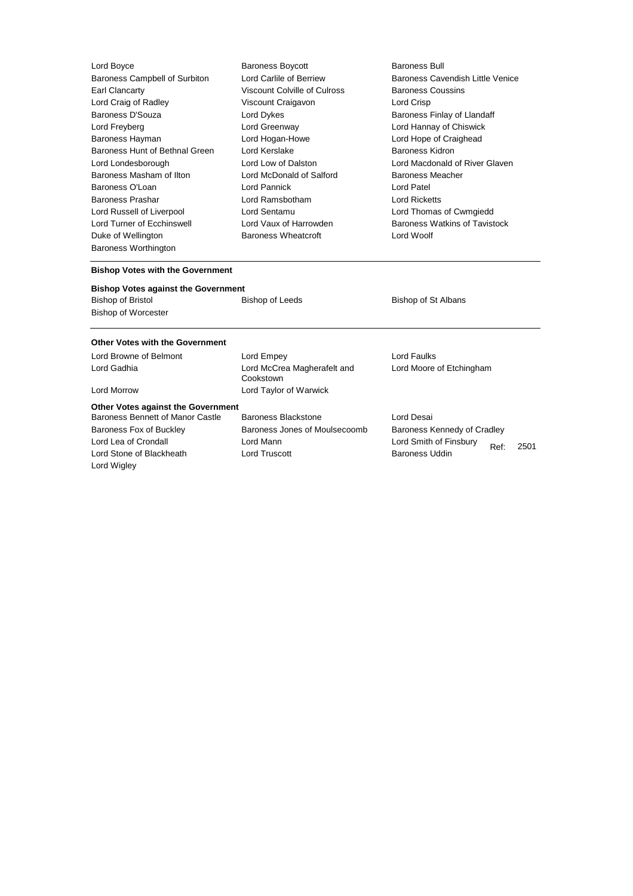Lord Boyce
Baroness Boycott
Baroness Bull
Baroness Campbell of Surbiton
Lord Carlile of Berriew
Baroness Cavendish Little Venice
Earl Clancarty
Viscount Colville of Culross
Baroness Coussins
Lord Craig of Radley
Viscount Craigavon
Lord Crisp
Baroness D'Souza
Lord Dykes
Baroness Finlay of Llandaff
Lord Freyberg
Lord Greenway
Lord Hannay of Chiswick
Baroness Hayman
Lord Hogan-Howe
Lord Hope of Craighead
Baroness Hunt of Bethnal Green
Lord Kerslake
Baroness Kidron
Lord Londesborough
Lord Low of Dalston
Lord Macdonald of River Glaven
Baroness Masham of Ilton
Lord McDonald of Salford
Baroness Meacher
Baroness O'Loan
Lord Pannick
Lord Patel
Baroness Prashar
Lord Ramsbotham
Lord Ricketts
Lord Russell of Liverpool
Lord Sentamu
Lord Thomas of Cwmgiedd
Lord Turner of Ecchinswell
Lord Vaux of Harrowden
Baroness Watkins of Tavistock
Duke of Wellington
Baroness Wheatcroft
Lord Woolf
Baroness Worthington

**Bishop Votes with the Government**

**Bishop Votes against the Government**

Bishop of Bristol
Bishop of Leeds
Bishop of St Albans
Bishop of Worcester

**Other Votes with the Government**

Lord Browne of Belmont
Lord Empey
Lord Faulks
Lord Gadhia
Lord McCrea Magherafelt and Cookstown
Lord Moore of Etchingham
Lord Morrow
Lord Taylor of Warwick

**Other Votes against the Government**

Baroness Bennett of Manor Castle
Baroness Blackstone
Lord Desai
Baroness Fox of Buckley
Baroness Jones of Moulsecoomb
Baroness Kennedy of Cradley
Lord Lea of Crondall
Lord Mann
Lord Smith of Finsbury
Lord Stone of Blackheath
Lord Truscott
Baroness Uddin
Lord Wigley

Ref: 2501